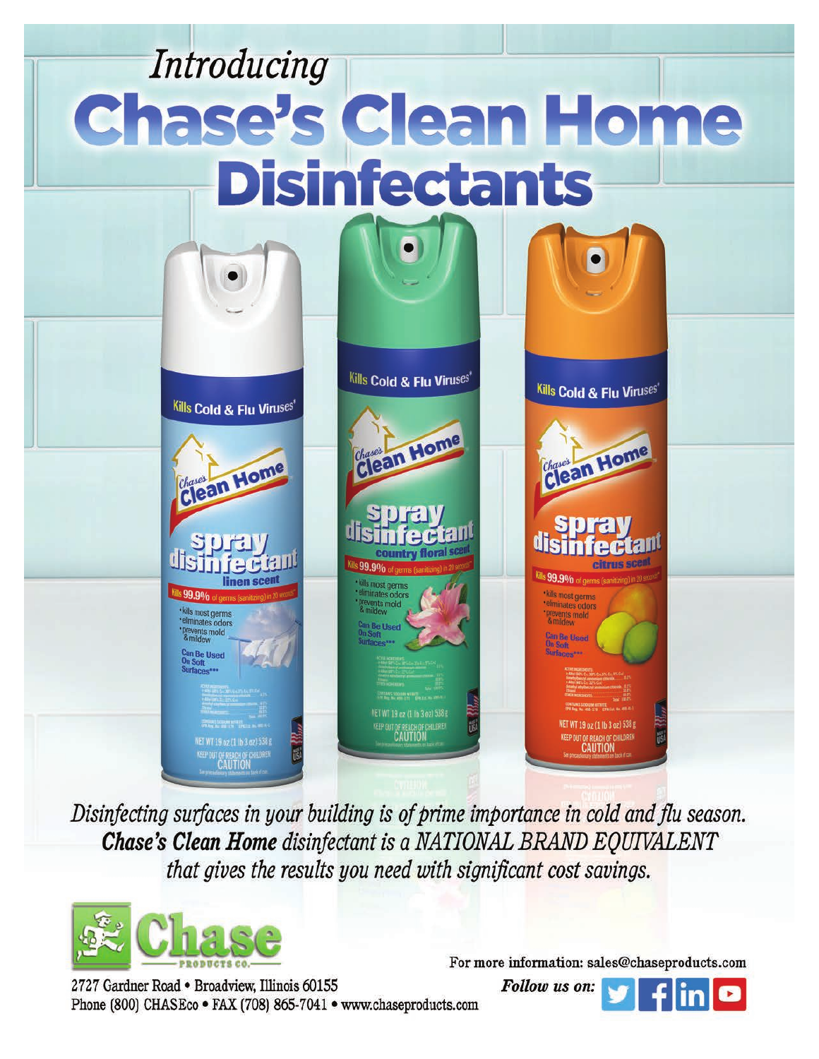*Introducing*

# Chase's Clean Home Disinfectants

*Disinfecting surfaces in your building is of prime importance in cold and flu season.* ***Chase's Clean Home*** *disinfectant is a NATIONAL BRAND EQUIVALENT that gives the results you need with significant cost savings.*

Chase PRODUCTS CO.

2727 Gardner Road • Broadview, Illinois 60155
Phone (800) CHASEco • FAX (708) 865-7041 • www.chaseproducts.com

For more information: sales@chaseproducts.com

***Follow us on:***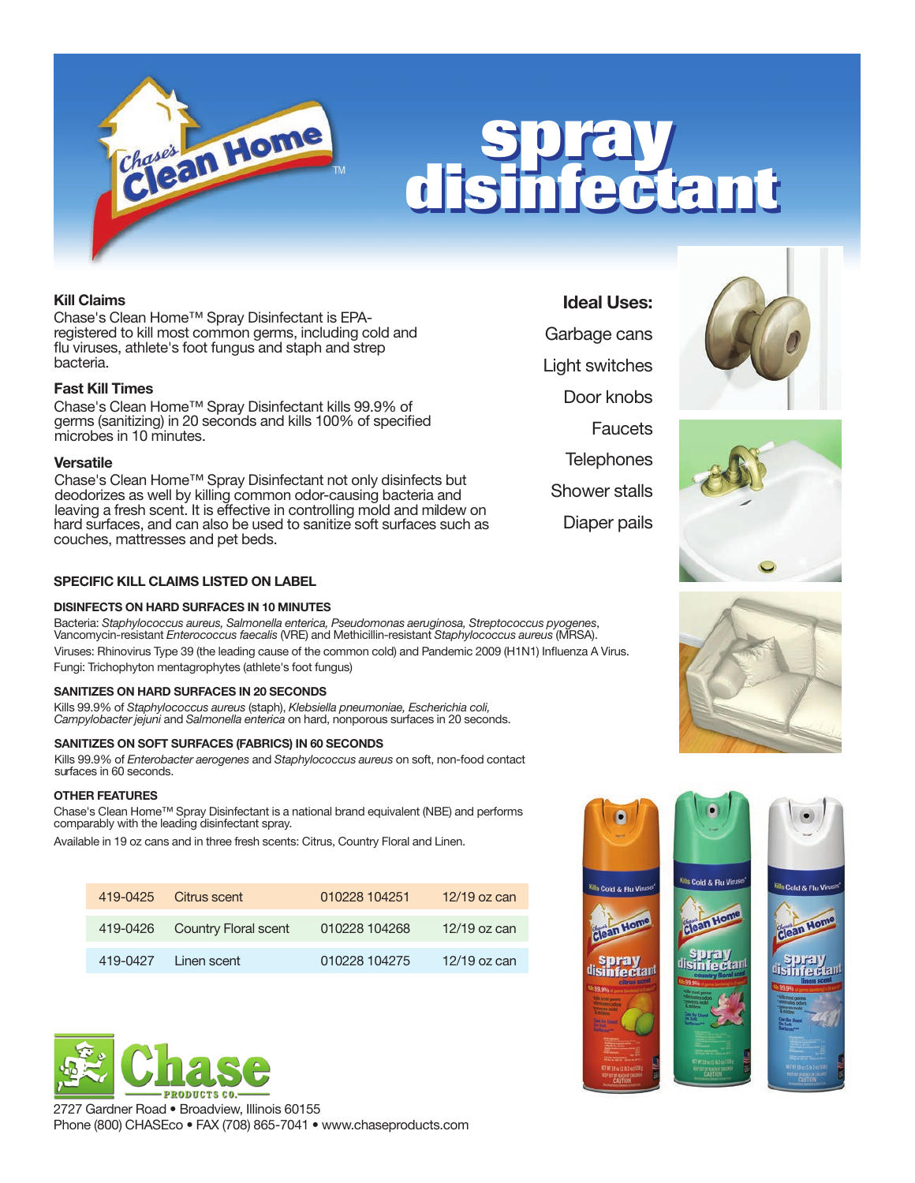# spray disinfectant

Chase's Clean Home™

### Kill Claims

Chase's Clean Home™ Spray Disinfectant is EPA-registered to kill most common germs, including cold and flu viruses, athlete's foot fungus and staph and strep bacteria.

### Fast Kill Times

Chase's Clean Home™ Spray Disinfectant kills 99.9% of germs (sanitizing) in 20 seconds and kills 100% of specified microbes in 10 minutes.

### Versatile

Chase's Clean Home™ Spray Disinfectant not only disinfects but deodorizes as well by killing common odor-causing bacteria and leaving a fresh scent. It is effective in controlling mold and mildew on hard surfaces, and can also be used to sanitize soft surfaces such as couches, mattresses and pet beds.

### Ideal Uses:

- Garbage cans
- Light switches
- Door knobs
- Faucets
- Telephones
- Shower stalls
- Diaper pails

## SPECIFIC KILL CLAIMS LISTED ON LABEL

### DISINFECTS ON HARD SURFACES IN 10 MINUTES

Bacteria: *Staphylococcus aureus, Salmonella enterica, Pseudomonas aeruginosa, Streptococcus pyogenes*, Vancomycin-resistant *Enterococcus faecalis* (VRE) and Methicillin-resistant *Staphylococcus aureus* (MRSA).

Viruses: Rhinovirus Type 39 (the leading cause of the common cold) and Pandemic 2009 (H1N1) Influenza A Virus.

Fungi: Trichophyton mentagrophytes (athlete's foot fungus)

### SANITIZES ON HARD SURFACES IN 20 SECONDS

Kills 99.9% of *Staphylococcus aureus* (staph), *Klebsiella pneumoniae, Escherichia coli, Campylobacter jejuni* and *Salmonella enterica* on hard, nonporous surfaces in 20 seconds.

### SANITIZES ON SOFT SURFACES (FABRICS) IN 60 SECONDS

Kills 99.9% of *Enterobacter aerogenes* and *Staphylococcus aureus* on soft, non-food contact surfaces in 60 seconds.

### OTHER FEATURES

Chase's Clean Home™ Spray Disinfectant is a national brand equivalent (NBE) and performs comparably with the leading disinfectant spray.

Available in 19 oz cans and in three fresh scents: Citrus, Country Floral and Linen.

| | | | |
|---|---|---|---|
| 419-0425 | Citrus scent | 010228 104251 | 12/19 oz can |
| 419-0426 | Country Floral scent | 010228 104268 | 12/19 oz can |
| 419-0427 | Linen scent | 010228 104275 | 12/19 oz can |

Chase PRODUCTS CO.

2727 Gardner Road • Broadview, Illinois 60155
Phone (800) CHASEco • FAX (708) 865-7041 • www.chaseproducts.com